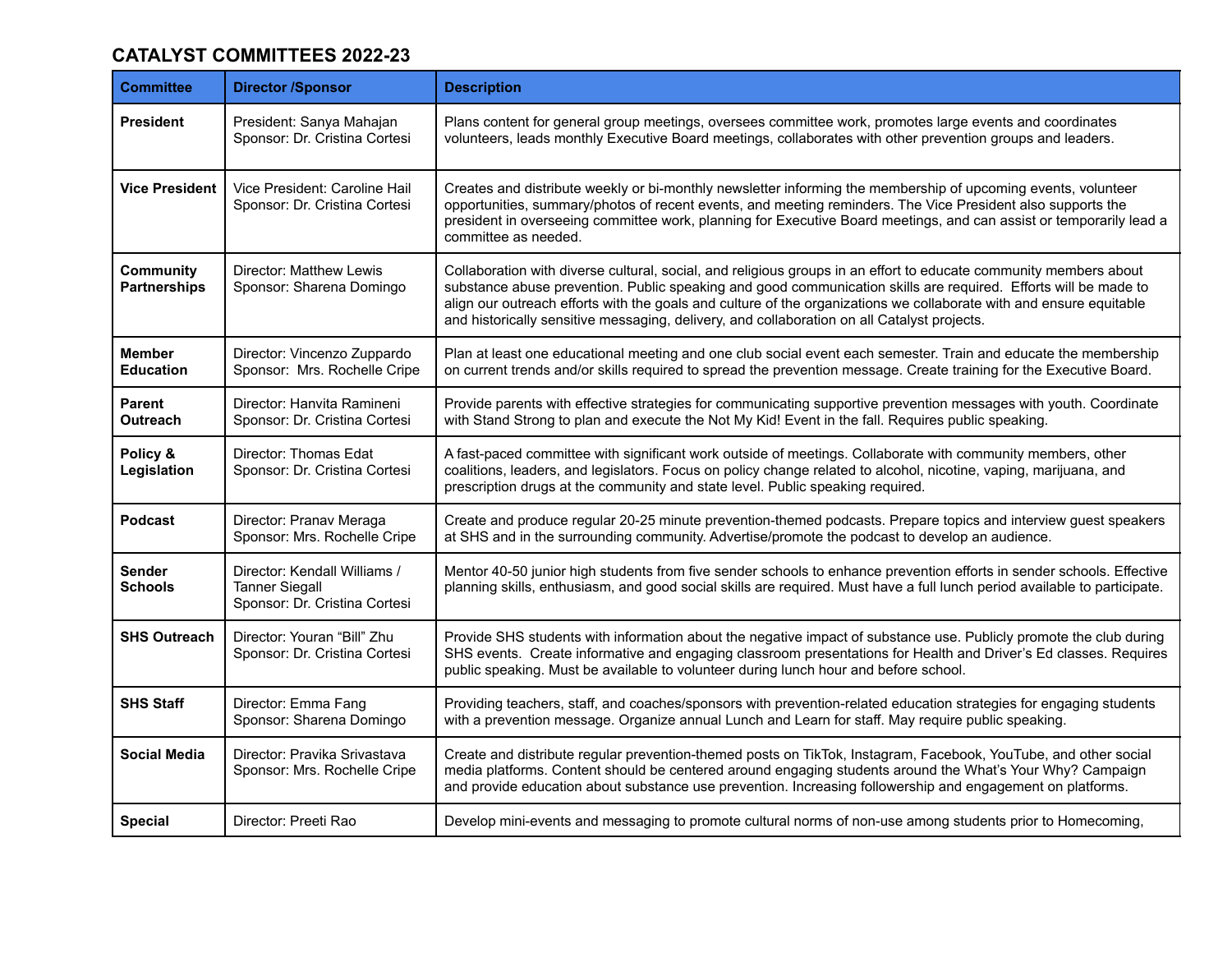# CATALYST COMMITTEES 2022-23

| Committee | Director /Sponsor | Description |
| --- | --- | --- |
| **President** | President: Sanya Mahajan<br>Sponsor: Dr. Cristina Cortesi | Plans content for general group meetings, oversees committee work, promotes large events and coordinates volunteers, leads monthly Executive Board meetings, collaborates with other prevention groups and leaders. |
| **Vice President** | Vice President: Caroline Hail<br>Sponsor: Dr. Cristina Cortesi | Creates and distribute weekly or bi-monthly newsletter informing the membership of upcoming events, volunteer opportunities, summary/photos of recent events, and meeting reminders. The Vice President also supports the president in overseeing committee work, planning for Executive Board meetings, and can assist or temporarily lead a committee as needed. |
| **Community Partnerships** | Director: Matthew Lewis<br>Sponsor: Sharena Domingo | Collaboration with diverse cultural, social, and religious groups in an effort to educate community members about substance abuse prevention. Public speaking and good communication skills are required. Efforts will be made to align our outreach efforts with the goals and culture of the organizations we collaborate with and ensure equitable and historically sensitive messaging, delivery, and collaboration on all Catalyst projects. |
| **Member Education** | Director: Vincenzo Zuppardo<br>Sponsor: Mrs. Rochelle Cripe | Plan at least one educational meeting and one club social event each semester. Train and educate the membership on current trends and/or skills required to spread the prevention message. Create training for the Executive Board. |
| **Parent Outreach** | Director: Hanvita Ramineni<br>Sponsor: Dr. Cristina Cortesi | Provide parents with effective strategies for communicating supportive prevention messages with youth. Coordinate with Stand Strong to plan and execute the Not My Kid! Event in the fall. Requires public speaking. |
| **Policy & Legislation** | Director: Thomas Edat<br>Sponsor: Dr. Cristina Cortesi | A fast-paced committee with significant work outside of meetings. Collaborate with community members, other coalitions, leaders, and legislators. Focus on policy change related to alcohol, nicotine, vaping, marijuana, and prescription drugs at the community and state level. Public speaking required. |
| **Podcast** | Director: Pranav Meraga<br>Sponsor: Mrs. Rochelle Cripe | Create and produce regular 20-25 minute prevention-themed podcasts. Prepare topics and interview guest speakers at SHS and in the surrounding community. Advertise/promote the podcast to develop an audience. |
| **Sender Schools** | Director: Kendall Williams / Tanner Siegall<br>Sponsor: Dr. Cristina Cortesi | Mentor 40-50 junior high students from five sender schools to enhance prevention efforts in sender schools. Effective planning skills, enthusiasm, and good social skills are required. Must have a full lunch period available to participate. |
| **SHS Outreach** | Director: Youran “Bill” Zhu<br>Sponsor: Dr. Cristina Cortesi | Provide SHS students with information about the negative impact of substance use. Publicly promote the club during SHS events. Create informative and engaging classroom presentations for Health and Driver’s Ed classes. Requires public speaking. Must be available to volunteer during lunch hour and before school. |
| **SHS Staff** | Director: Emma Fang<br>Sponsor: Sharena Domingo | Providing teachers, staff, and coaches/sponsors with prevention-related education strategies for engaging students with a prevention message. Organize annual Lunch and Learn for staff. May require public speaking. |
| **Social Media** | Director: Pravika Srivastava<br>Sponsor: Mrs. Rochelle Cripe | Create and distribute regular prevention-themed posts on TikTok, Instagram, Facebook, YouTube, and other social media platforms. Content should be centered around engaging students around the What’s Your Why? Campaign and provide education about substance use prevention. Increasing followership and engagement on platforms. |
| **Special** | Director: Preeti Rao | Develop mini-events and messaging to promote cultural norms of non-use among students prior to Homecoming, |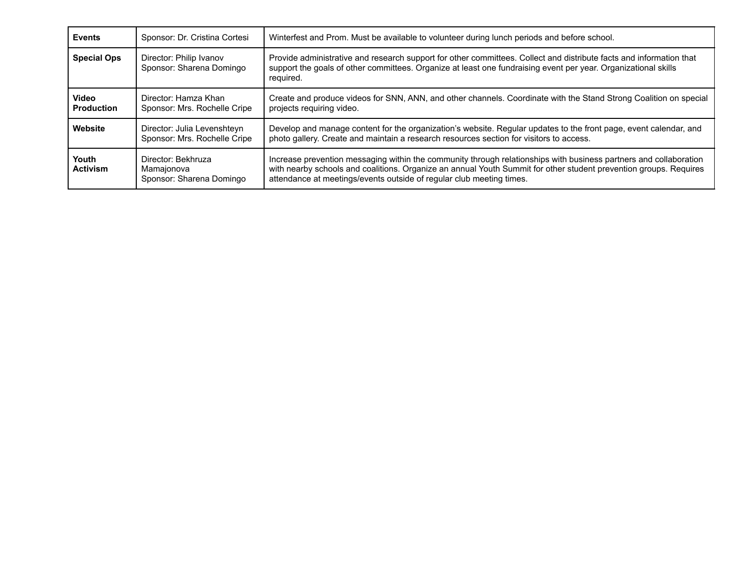| | | |
|---|---|---|
| **Events** | Sponsor: Dr. Cristina Cortesi | Winterfest and Prom. Must be available to volunteer during lunch periods and before school. |
| **Special Ops** | Director: Philip Ivanov<br>Sponsor: Sharena Domingo | Provide administrative and research support for other committees. Collect and distribute facts and information that support the goals of other committees. Organize at least one fundraising event per year. Organizational skills required. |
| **Video Production** | Director: Hamza Khan<br>Sponsor: Mrs. Rochelle Cripe | Create and produce videos for SNN, ANN, and other channels. Coordinate with the Stand Strong Coalition on special projects requiring video. |
| **Website** | Director: Julia Levenshteyn<br>Sponsor: Mrs. Rochelle Cripe | Develop and manage content for the organization's website. Regular updates to the front page, event calendar, and photo gallery. Create and maintain a research resources section for visitors to access. |
| **Youth Activism** | Director: Bekhruza Mamajonova<br>Sponsor: Sharena Domingo | Increase prevention messaging within the community through relationships with business partners and collaboration with nearby schools and coalitions. Organize an annual Youth Summit for other student prevention groups. Requires attendance at meetings/events outside of regular club meeting times. |